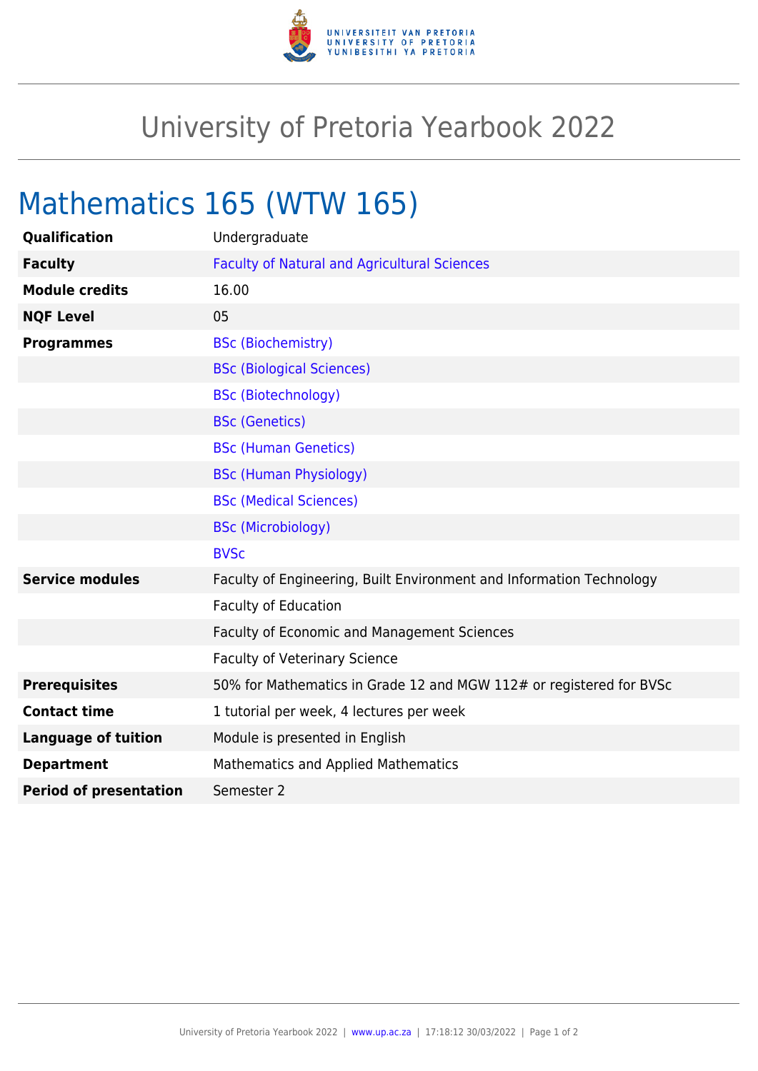# University of Pretoria Yearbook 2022

## Mathematics 165 (WTW 165)

| | |
|---|---|
| **Qualification** | Undergraduate |
| **Faculty** | Faculty of Natural and Agricultural Sciences |
| **Module credits** | 16.00 |
| **NQF Level** | 05 |
| **Programmes** | BSc (Biochemistry) |
| | BSc (Biological Sciences) |
| | BSc (Biotechnology) |
| | BSc (Genetics) |
| | BSc (Human Genetics) |
| | BSc (Human Physiology) |
| | BSc (Medical Sciences) |
| | BSc (Microbiology) |
| | BVSc |
| **Service modules** | Faculty of Engineering, Built Environment and Information Technology |
| | Faculty of Education |
| | Faculty of Economic and Management Sciences |
| | Faculty of Veterinary Science |
| **Prerequisites** | 50% for Mathematics in Grade 12 and MGW 112# or registered for BVSc |
| **Contact time** | 1 tutorial per week, 4 lectures per week |
| **Language of tuition** | Module is presented in English |
| **Department** | Mathematics and Applied Mathematics |
| **Period of presentation** | Semester 2 |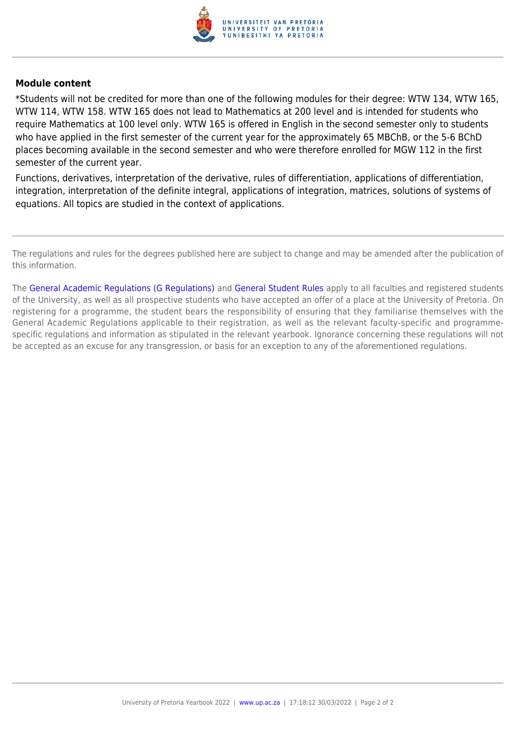### Module content

*Students will not be credited for more than one of the following modules for their degree: WTW 134, WTW 165, WTW 114, WTW 158. WTW 165 does not lead to Mathematics at 200 level and is intended for students who require Mathematics at 100 level only. WTW 165 is offered in English in the second semester only to students who have applied in the first semester of the current year for the approximately 65 MBChB, or the 5-6 BChD places becoming available in the second semester and who were therefore enrolled for MGW 112 in the first semester of the current year.

Functions, derivatives, interpretation of the derivative, rules of differentiation, applications of differentiation, integration, interpretation of the definite integral, applications of integration, matrices, solutions of systems of equations. All topics are studied in the context of applications.

---

The regulations and rules for the degrees published here are subject to change and may be amended after the publication of this information.

The General Academic Regulations (G Regulations) and General Student Rules apply to all faculties and registered students of the University, as well as all prospective students who have accepted an offer of a place at the University of Pretoria. On registering for a programme, the student bears the responsibility of ensuring that they familiarise themselves with the General Academic Regulations applicable to their registration, as well as the relevant faculty-specific and programme-specific regulations and information as stipulated in the relevant yearbook. Ignorance concerning these regulations will not be accepted as an excuse for any transgression, or basis for an exception to any of the aforementioned regulations.